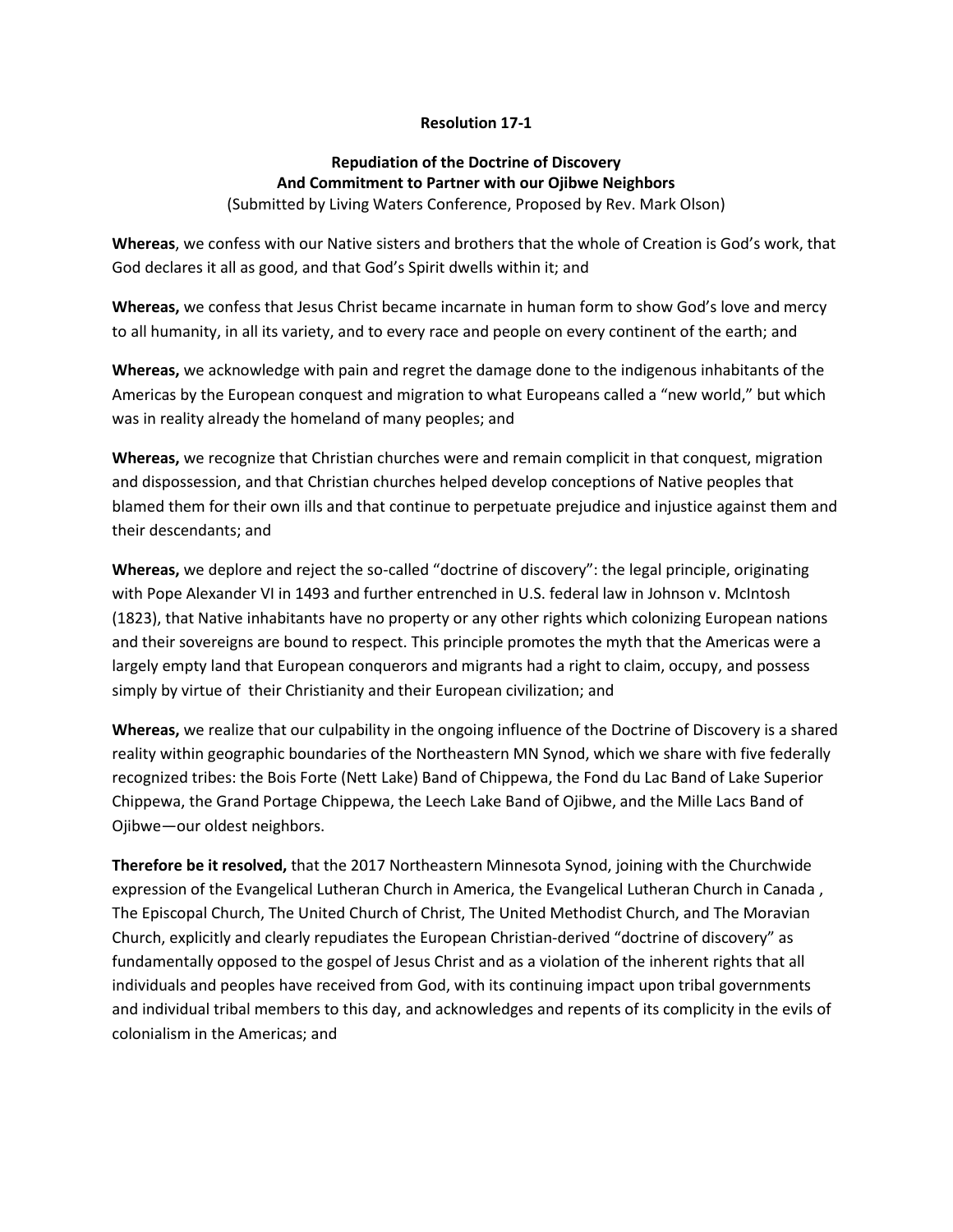**Resolution 17-1**

**Repudiation of the Doctrine of Discovery**
**And Commitment to Partner with our Ojibwe Neighbors**
(Submitted by Living Waters Conference, Proposed by Rev. Mark Olson)

**Whereas**, we confess with our Native sisters and brothers that the whole of Creation is God's work, that God declares it all as good, and that God's Spirit dwells within it; and

**Whereas,** we confess that Jesus Christ became incarnate in human form to show God's love and mercy to all humanity, in all its variety, and to every race and people on every continent of the earth; and

**Whereas,** we acknowledge with pain and regret the damage done to the indigenous inhabitants of the Americas by the European conquest and migration to what Europeans called a "new world," but which was in reality already the homeland of many peoples; and

**Whereas,** we recognize that Christian churches were and remain complicit in that conquest, migration and dispossession, and that Christian churches helped develop conceptions of Native peoples that blamed them for their own ills and that continue to perpetuate prejudice and injustice against them and their descendants; and

**Whereas,** we deplore and reject the so-called "doctrine of discovery": the legal principle, originating with Pope Alexander VI in 1493 and further entrenched in U.S. federal law in Johnson v. McIntosh (1823), that Native inhabitants have no property or any other rights which colonizing European nations and their sovereigns are bound to respect. This principle promotes the myth that the Americas were a largely empty land that European conquerors and migrants had a right to claim, occupy, and possess simply by virtue of their Christianity and their European civilization; and

**Whereas,** we realize that our culpability in the ongoing influence of the Doctrine of Discovery is a shared reality within geographic boundaries of the Northeastern MN Synod, which we share with five federally recognized tribes: the Bois Forte (Nett Lake) Band of Chippewa, the Fond du Lac Band of Lake Superior Chippewa, the Grand Portage Chippewa, the Leech Lake Band of Ojibwe, and the Mille Lacs Band of Ojibwe—our oldest neighbors.

**Therefore be it resolved,** that the 2017 Northeastern Minnesota Synod, joining with the Churchwide expression of the Evangelical Lutheran Church in America, the Evangelical Lutheran Church in Canada , The Episcopal Church, The United Church of Christ, The United Methodist Church, and The Moravian Church, explicitly and clearly repudiates the European Christian-derived "doctrine of discovery" as fundamentally opposed to the gospel of Jesus Christ and as a violation of the inherent rights that all individuals and peoples have received from God, with its continuing impact upon tribal governments and individual tribal members to this day, and acknowledges and repents of its complicity in the evils of colonialism in the Americas; and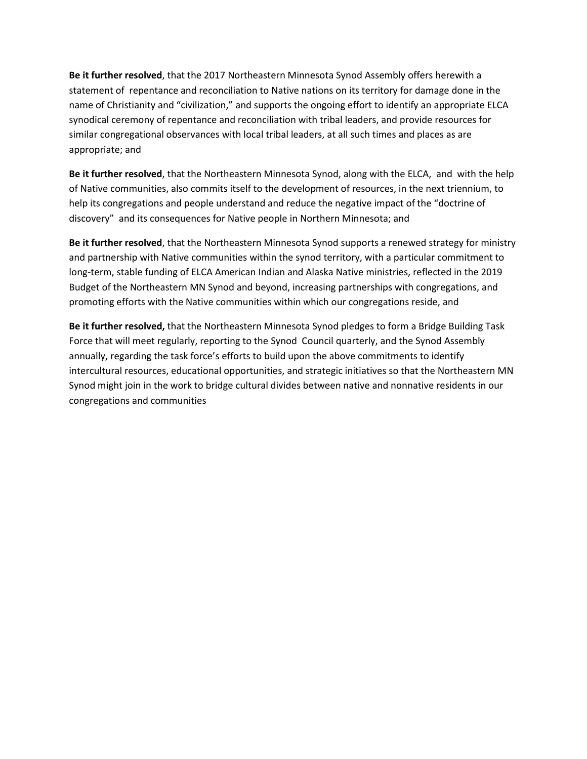**Be it further resolved**, that the 2017 Northeastern Minnesota Synod Assembly offers herewith a statement of repentance and reconciliation to Native nations on its territory for damage done in the name of Christianity and "civilization," and supports the ongoing effort to identify an appropriate ELCA synodical ceremony of repentance and reconciliation with tribal leaders, and provide resources for similar congregational observances with local tribal leaders, at all such times and places as are appropriate; and

**Be it further resolved**, that the Northeastern Minnesota Synod, along with the ELCA, and with the help of Native communities, also commits itself to the development of resources, in the next triennium, to help its congregations and people understand and reduce the negative impact of the "doctrine of discovery" and its consequences for Native people in Northern Minnesota; and

**Be it further resolved**, that the Northeastern Minnesota Synod supports a renewed strategy for ministry and partnership with Native communities within the synod territory, with a particular commitment to long-term, stable funding of ELCA American Indian and Alaska Native ministries, reflected in the 2019 Budget of the Northeastern MN Synod and beyond, increasing partnerships with congregations, and promoting efforts with the Native communities within which our congregations reside, and

**Be it further resolved,** that the Northeastern Minnesota Synod pledges to form a Bridge Building Task Force that will meet regularly, reporting to the Synod Council quarterly, and the Synod Assembly annually, regarding the task force's efforts to build upon the above commitments to identify intercultural resources, educational opportunities, and strategic initiatives so that the Northeastern MN Synod might join in the work to bridge cultural divides between native and nonnative residents in our congregations and communities